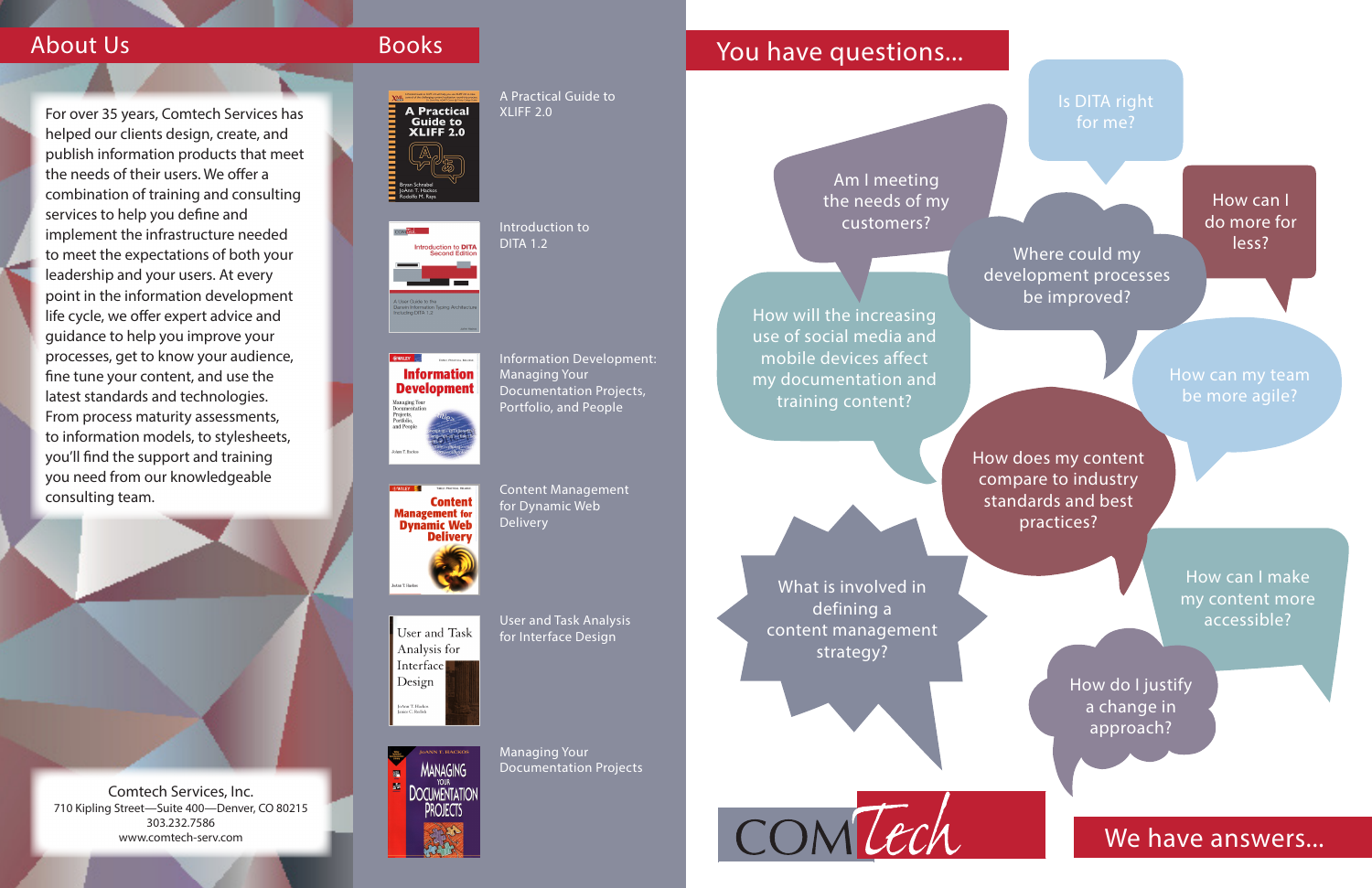## About Us

For over 35 years, Comtech Services has helped our clients design, create, and publish information products that meet the needs of their users. We offer a combination of training and consulting services to help you define and implement the infrastructure needed to meet the expectations of both your leadership and your users. At every point in the information development life cycle, we offer expert advice and guidance to help you improve your processes, get to know your audience, fine tune your content, and use the latest standards and technologies. From process maturity assessments, to information models, to stylesheets, you'll find the support and training you need from our knowledgeable consulting team.

Comtech Services, Inc.
710 Kipling Street—Suite 400—Denver, CO 80215
303.232.7586
www.comtech-serv.com

## Books

- A Practical Guide to XLIFF 2.0
- Introduction to DITA 1.2
- Information Development: Managing Your Documentation Projects, Portfolio, and People
- Content Management for Dynamic Web Delivery
- User and Task Analysis for Interface Design
- Managing Your Documentation Projects

## You have questions...

- Is DITA right for me?
- Am I meeting the needs of my customers?
- How can I do more for less?
- Where could my development processes be improved?
- How will the increasing use of social media and mobile devices affect my documentation and training content?
- How can my team be more agile?
- How does my content compare to industry standards and best practices?
- What is involved in defining a content management strategy?
- How can I make my content more accessible?
- How do I justify a change in approach?

COMTech

## We have answers...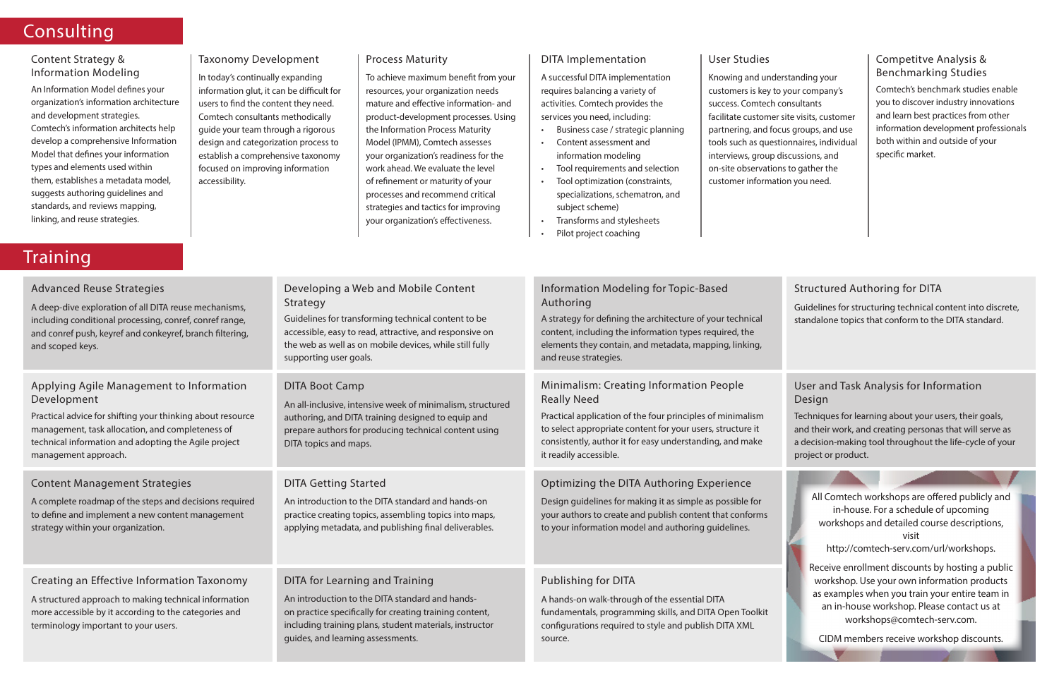# Consulting

### Content Strategy & Information Modeling

An Information Model defines your organization's information architecture and development strategies. Comtech's information architects help develop a comprehensive Information Model that defines your information types and elements used within them, establishes a metadata model, suggests authoring guidelines and standards, and reviews mapping, linking, and reuse strategies.

### Taxonomy Development

In today's continually expanding information glut, it can be difficult for users to find the content they need. Comtech consultants methodically guide your team through a rigorous design and categorization process to establish a comprehensive taxonomy focused on improving information accessibility.

### Process Maturity

To achieve maximum benefit from your resources, your organization needs mature and effective information- and product-development processes. Using the Information Process Maturity Model (IPMM), Comtech assesses your organization's readiness for the work ahead. We evaluate the level of refinement or maturity of your processes and recommend critical strategies and tactics for improving your organization's effectiveness.

### DITA Implementation

A successful DITA implementation requires balancing a variety of activities. Comtech provides the services you need, including:

- Business case / strategic planning
- Content assessment and information modeling
- Tool requirements and selection
- Tool optimization (constraints, specializations, schematron, and subject scheme)
- Transforms and stylesheets
- Pilot project coaching

### User Studies

Knowing and understanding your customers is key to your company's success. Comtech consultants facilitate customer site visits, customer partnering, and focus groups, and use tools such as questionnaires, individual interviews, group discussions, and on-site observations to gather the customer information you need.

### Competitve Analysis & Benchmarking Studies

Comtech's benchmark studies enable you to discover industry innovations and learn best practices from other information development professionals both within and outside of your specific market.

# Training

### Advanced Reuse Strategies

A deep-dive exploration of all DITA reuse mechanisms, including conditional processing, conref, conref range, and conref push, keyref and conkeyref, branch filtering, and scoped keys.

### Applying Agile Management to Information Development

Practical advice for shifting your thinking about resource management, task allocation, and completeness of technical information and adopting the Agile project management approach.

### Content Management Strategies

A complete roadmap of the steps and decisions required to define and implement a new content management strategy within your organization.

### Creating an Effective Information Taxonomy

A structured approach to making technical information more accessible by it according to the categories and terminology important to your users.

### Developing a Web and Mobile Content Strategy

Guidelines for transforming technical content to be accessible, easy to read, attractive, and responsive on the web as well as on mobile devices, while still fully supporting user goals.

### DITA Boot Camp

An all-inclusive, intensive week of minimalism, structured authoring, and DITA training designed to equip and prepare authors for producing technical content using DITA topics and maps.

### DITA Getting Started

An introduction to the DITA standard and hands-on practice creating topics, assembling topics into maps, applying metadata, and publishing final deliverables.

### DITA for Learning and Training

An introduction to the DITA standard and hands-on practice specifically for creating training content, including training plans, student materials, instructor guides, and learning assessments.

### Information Modeling for Topic-Based Authoring

A strategy for defining the architecture of your technical content, including the information types required, the elements they contain, and metadata, mapping, linking, and reuse strategies.

### Minimalism: Creating Information People Really Need

Practical application of the four principles of minimalism to select appropriate content for your users, structure it consistently, author it for easy understanding, and make it readily accessible.

### Optimizing the DITA Authoring Experience

Design guidelines for making it as simple as possible for your authors to create and publish content that conforms to your information model and authoring guidelines.

### Publishing for DITA

A hands-on walk-through of the essential DITA fundamentals, programming skills, and DITA Open Toolkit configurations required to style and publish DITA XML source.

### Structured Authoring for DITA

Guidelines for structuring technical content into discrete, standalone topics that conform to the DITA standard.

### User and Task Analysis for Information Design

Techniques for learning about your users, their goals, and their work, and creating personas that will serve as a decision-making tool throughout the life-cycle of your project or product.

All Comtech workshops are offered publicly and in-house. For a schedule of upcoming workshops and detailed course descriptions, visit http://comtech-serv.com/url/workshops.

Receive enrollment discounts by hosting a public workshop. Use your own information products as examples when you train your entire team in an in-house workshop. Please contact us at workshops@comtech-serv.com.

CIDM members receive workshop discounts.